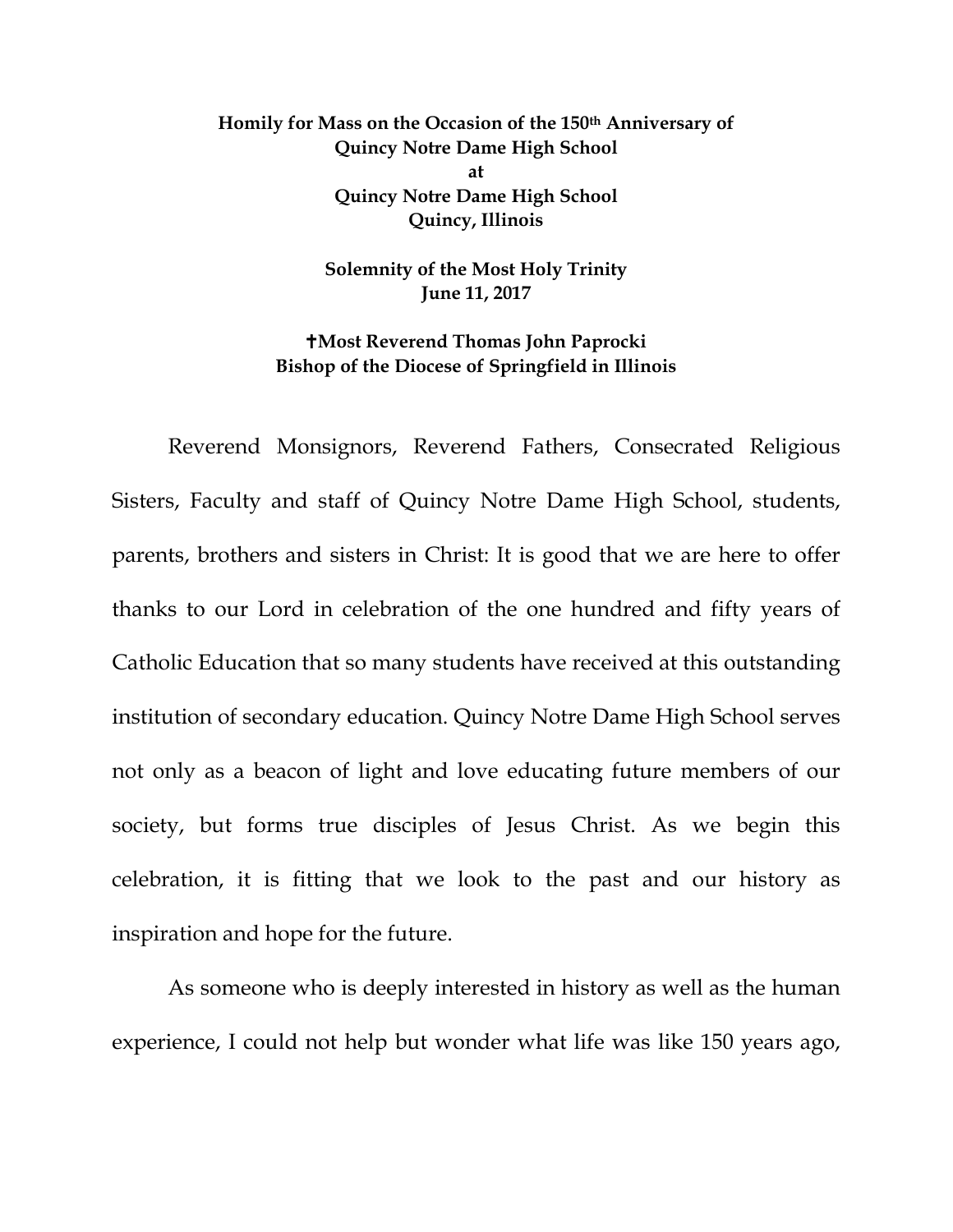**Homily for Mass on the Occasion of the 150th Anniversary of Quincy Notre Dame High School**
**at**
**Quincy Notre Dame High School**
**Quincy, Illinois**

**Solemnity of the Most Holy Trinity**
**June 11, 2017**

**✝Most Reverend Thomas John Paprocki**
**Bishop of the Diocese of Springfield in Illinois**

Reverend Monsignors, Reverend Fathers, Consecrated Religious Sisters, Faculty and staff of Quincy Notre Dame High School, students, parents, brothers and sisters in Christ: It is good that we are here to offer thanks to our Lord in celebration of the one hundred and fifty years of Catholic Education that so many students have received at this outstanding institution of secondary education. Quincy Notre Dame High School serves not only as a beacon of light and love educating future members of our society, but forms true disciples of Jesus Christ. As we begin this celebration, it is fitting that we look to the past and our history as inspiration and hope for the future.

As someone who is deeply interested in history as well as the human experience, I could not help but wonder what life was like 150 years ago,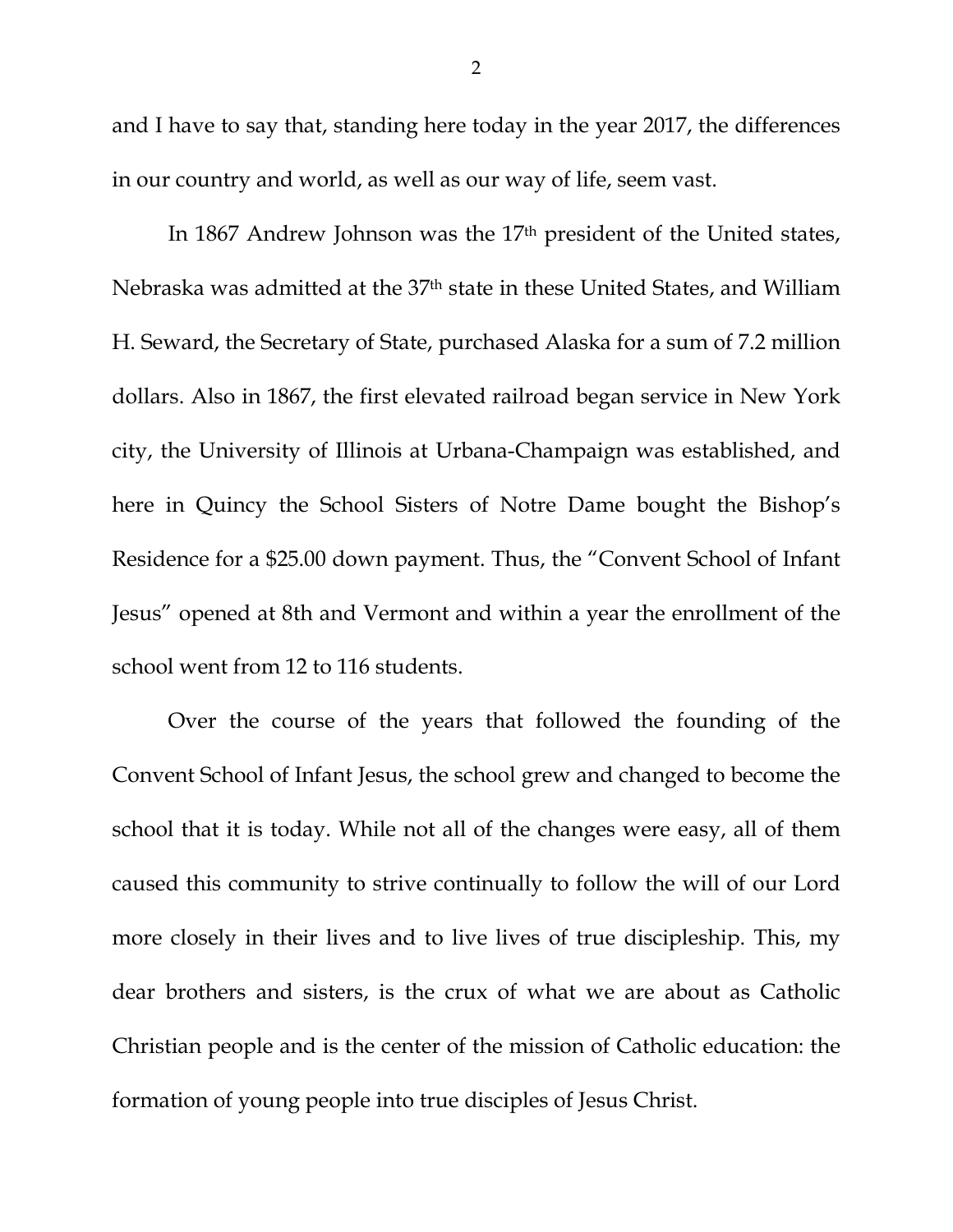and I have to say that, standing here today in the year 2017, the differences in our country and world, as well as our way of life, seem vast.

In 1867 Andrew Johnson was the 17th president of the United states, Nebraska was admitted at the 37th state in these United States, and William H. Seward, the Secretary of State, purchased Alaska for a sum of 7.2 million dollars. Also in 1867, the first elevated railroad began service in New York city, the University of Illinois at Urbana-Champaign was established, and here in Quincy the School Sisters of Notre Dame bought the Bishop's Residence for a $25.00 down payment. Thus, the "Convent School of Infant Jesus" opened at 8th and Vermont and within a year the enrollment of the school went from 12 to 116 students.

Over the course of the years that followed the founding of the Convent School of Infant Jesus, the school grew and changed to become the school that it is today. While not all of the changes were easy, all of them caused this community to strive continually to follow the will of our Lord more closely in their lives and to live lives of true discipleship. This, my dear brothers and sisters, is the crux of what we are about as Catholic Christian people and is the center of the mission of Catholic education: the formation of young people into true disciples of Jesus Christ.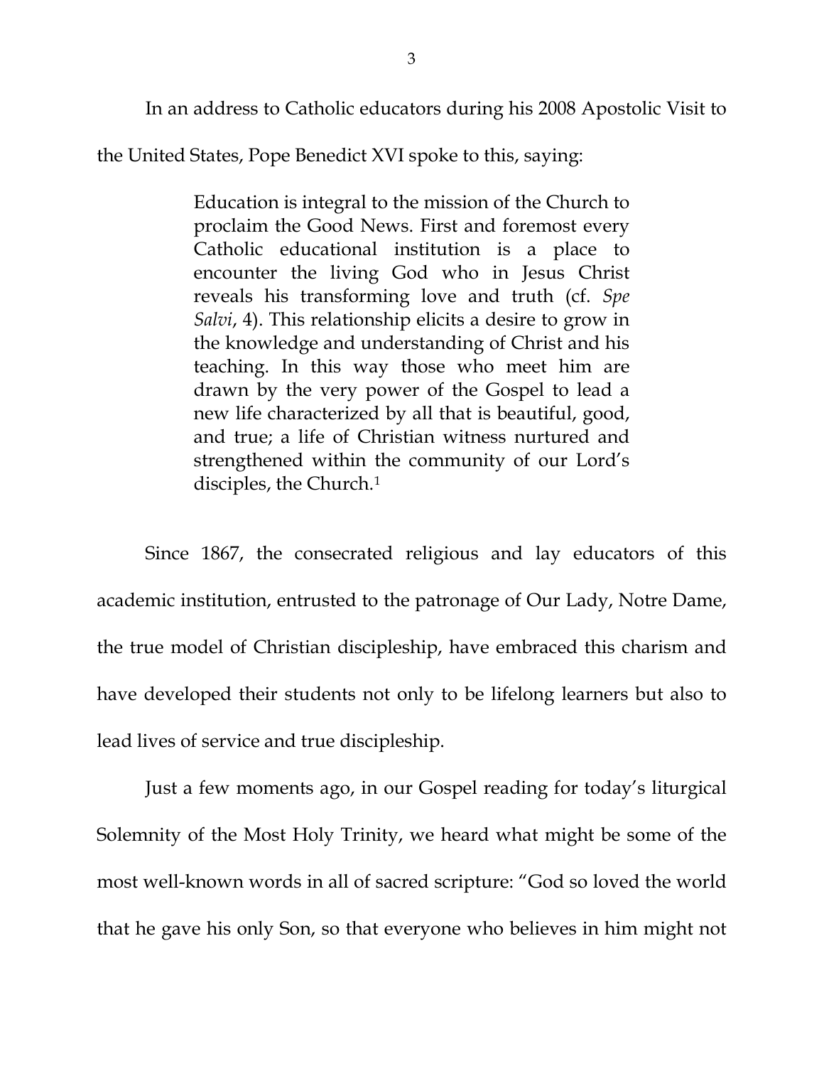In an address to Catholic educators during his 2008 Apostolic Visit to the United States, Pope Benedict XVI spoke to this, saying:

> Education is integral to the mission of the Church to proclaim the Good News. First and foremost every Catholic educational institution is a place to encounter the living God who in Jesus Christ reveals his transforming love and truth (cf. *Spe Salvi*, 4). This relationship elicits a desire to grow in the knowledge and understanding of Christ and his teaching. In this way those who meet him are drawn by the very power of the Gospel to lead a new life characterized by all that is beautiful, good, and true; a life of Christian witness nurtured and strengthened within the community of our Lord's disciples, the Church.[1]

Since 1867, the consecrated religious and lay educators of this academic institution, entrusted to the patronage of Our Lady, Notre Dame, the true model of Christian discipleship, have embraced this charism and have developed their students not only to be lifelong learners but also to lead lives of service and true discipleship.

Just a few moments ago, in our Gospel reading for today's liturgical Solemnity of the Most Holy Trinity, we heard what might be some of the most well-known words in all of sacred scripture: "God so loved the world that he gave his only Son, so that everyone who believes in him might not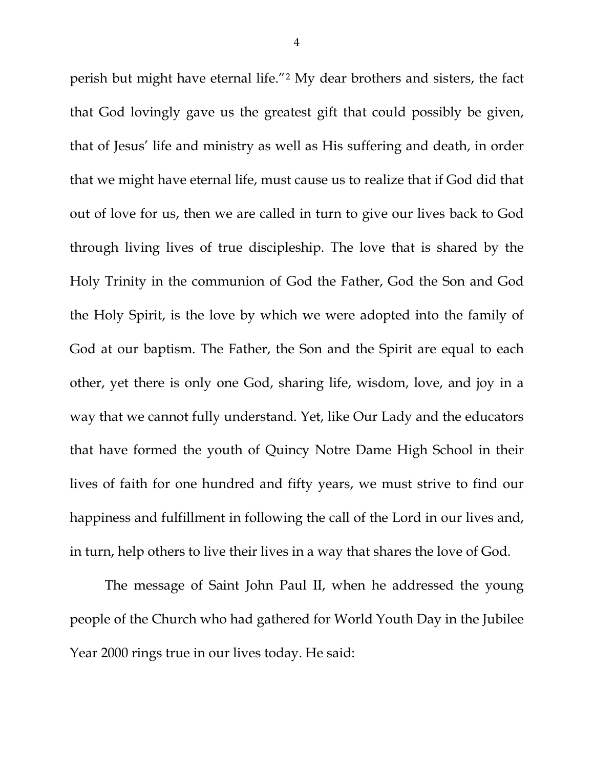perish but might have eternal life."[2] My dear brothers and sisters, the fact that God lovingly gave us the greatest gift that could possibly be given, that of Jesus' life and ministry as well as His suffering and death, in order that we might have eternal life, must cause us to realize that if God did that out of love for us, then we are called in turn to give our lives back to God through living lives of true discipleship. The love that is shared by the Holy Trinity in the communion of God the Father, God the Son and God the Holy Spirit, is the love by which we were adopted into the family of God at our baptism. The Father, the Son and the Spirit are equal to each other, yet there is only one God, sharing life, wisdom, love, and joy in a way that we cannot fully understand. Yet, like Our Lady and the educators that have formed the youth of Quincy Notre Dame High School in their lives of faith for one hundred and fifty years, we must strive to find our happiness and fulfillment in following the call of the Lord in our lives and, in turn, help others to live their lives in a way that shares the love of God.

The message of Saint John Paul II, when he addressed the young people of the Church who had gathered for World Youth Day in the Jubilee Year 2000 rings true in our lives today. He said: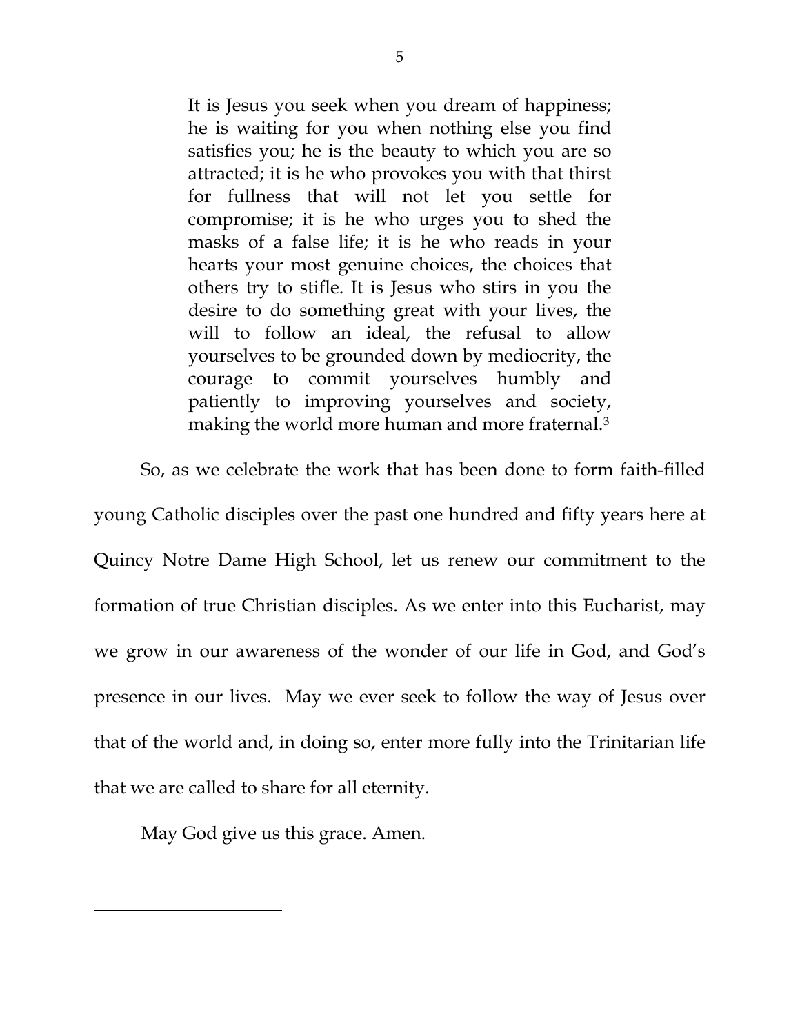> It is Jesus you seek when you dream of happiness; he is waiting for you when nothing else you find satisfies you; he is the beauty to which you are so attracted; it is he who provokes you with that thirst for fullness that will not let you settle for compromise; it is he who urges you to shed the masks of a false life; it is he who reads in your hearts your most genuine choices, the choices that others try to stifle. It is Jesus who stirs in you the desire to do something great with your lives, the will to follow an ideal, the refusal to allow yourselves to be grounded down by mediocrity, the courage to commit yourselves humbly and patiently to improving yourselves and society, making the world more human and more fraternal.[3]

So, as we celebrate the work that has been done to form faith-filled young Catholic disciples over the past one hundred and fifty years here at Quincy Notre Dame High School, let us renew our commitment to the formation of true Christian disciples. As we enter into this Eucharist, may we grow in our awareness of the wonder of our life in God, and God's presence in our lives. May we ever seek to follow the way of Jesus over that of the world and, in doing so, enter more fully into the Trinitarian life that we are called to share for all eternity.

May God give us this grace. Amen.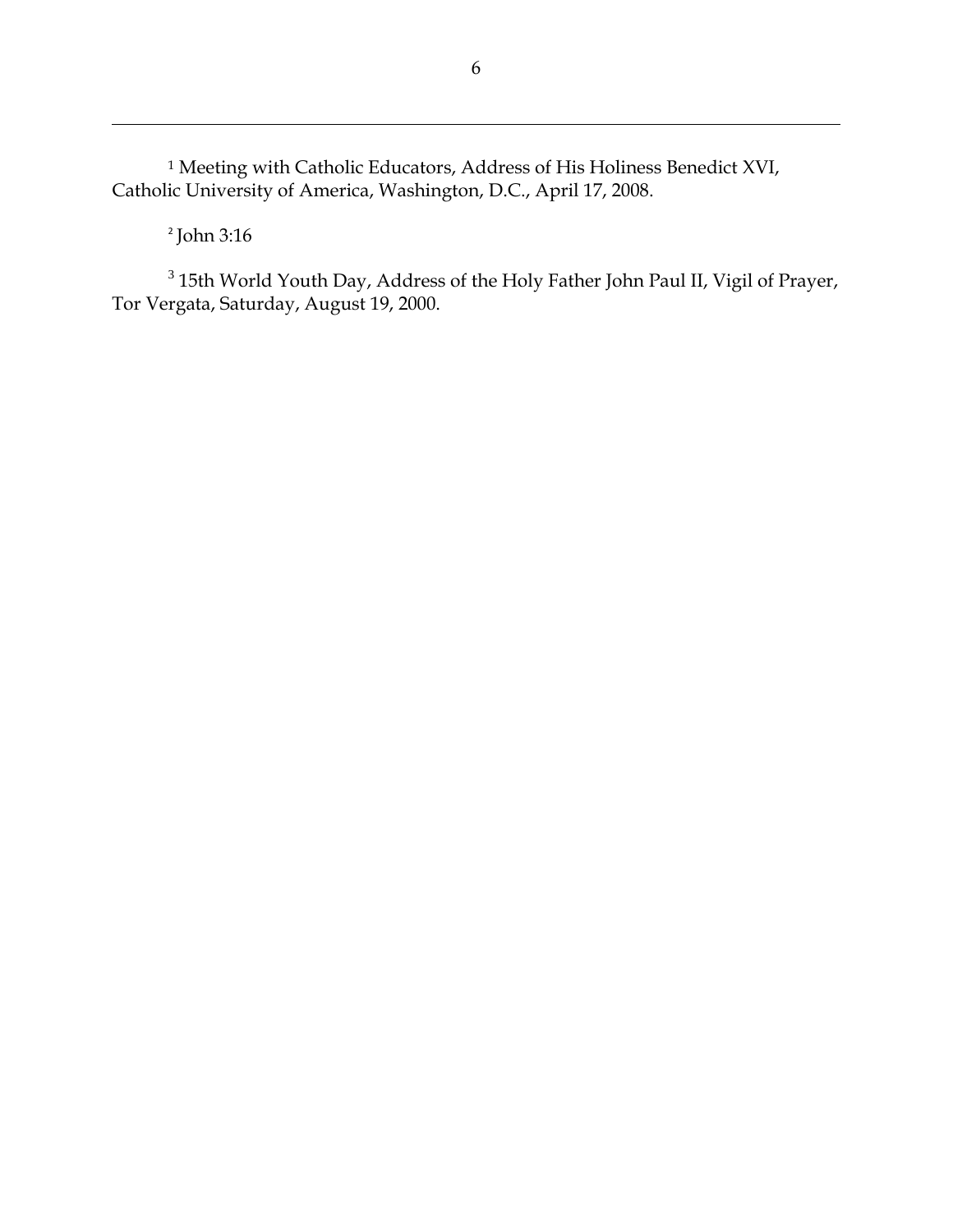[1] Meeting with Catholic Educators, Address of His Holiness Benedict XVI, Catholic University of America, Washington, D.C., April 17, 2008.

[2] John 3:16

[3] 15th World Youth Day, Address of the Holy Father John Paul II, Vigil of Prayer, Tor Vergata, Saturday, August 19, 2000.